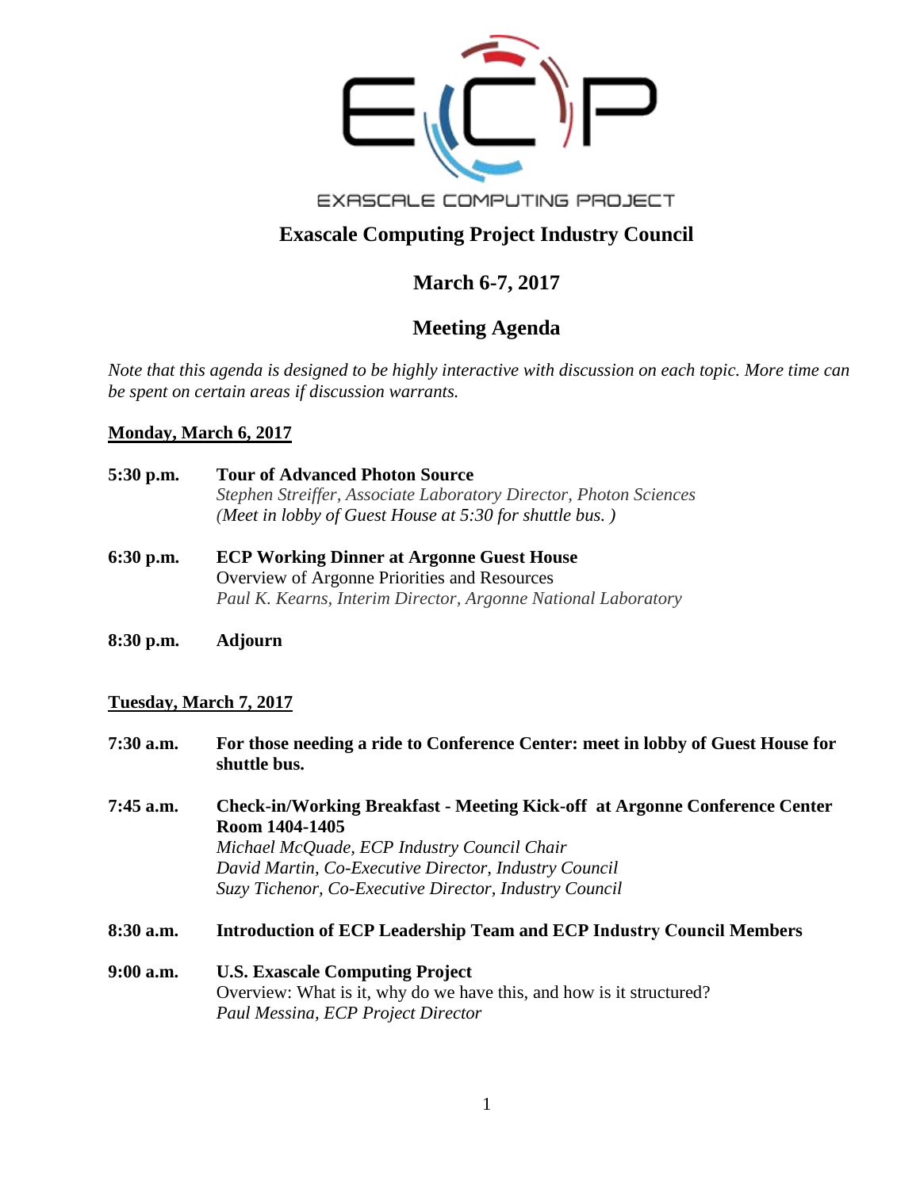EXASCALE COMPUTING PROJECT

# Exascale Computing Project Industry Council

## March 6-7, 2017

## Meeting Agenda

*Note that this agenda is designed to be highly interactive with discussion on each topic. More time can be spent on certain areas if discussion warrants.*

**Monday, March 6, 2017**

**5:30 p.m.** **Tour of Advanced Photon Source**
*Stephen Streiffer, Associate Laboratory Director, Photon Sciences*
*(Meet in lobby of Guest House at 5:30 for shuttle bus. )*

**6:30 p.m.** **ECP Working Dinner at Argonne Guest House**
Overview of Argonne Priorities and Resources
*Paul K. Kearns, Interim Director, Argonne National Laboratory*

**8:30 p.m.** **Adjourn**

**Tuesday, March 7, 2017**

**7:30 a.m.** **For those needing a ride to Conference Center: meet in lobby of Guest House for shuttle bus.**

**7:45 a.m.** **Check-in/Working Breakfast - Meeting Kick-off at Argonne Conference Center Room 1404-1405**
*Michael McQuade, ECP Industry Council Chair*
*David Martin, Co-Executive Director, Industry Council*
*Suzy Tichenor, Co-Executive Director, Industry Council*

**8:30 a.m.** **Introduction of ECP Leadership Team and ECP Industry Council Members**

**9:00 a.m.** **U.S. Exascale Computing Project**
Overview: What is it, why do we have this, and how is it structured?
*Paul Messina, ECP Project Director*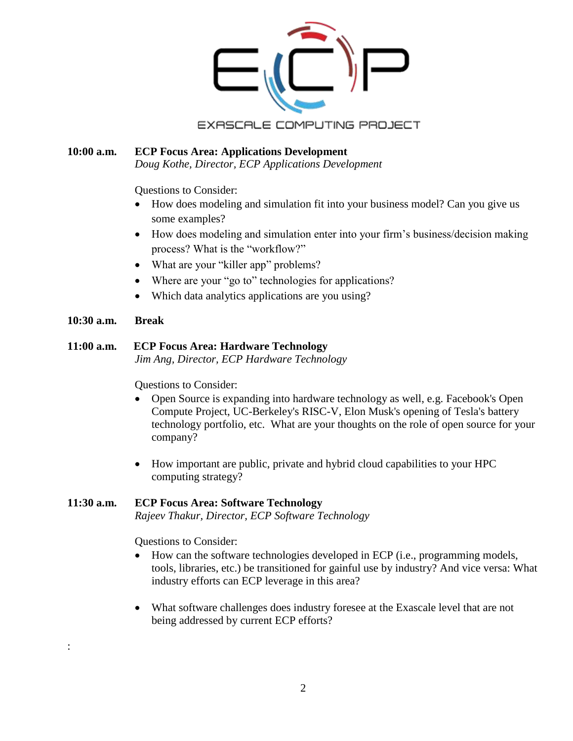**10:00 a.m.** **ECP Focus Area: Applications Development**
*Doug Kothe, Director, ECP Applications Development*

Questions to Consider:

- How does modeling and simulation fit into your business model? Can you give us some examples?
- How does modeling and simulation enter into your firm's business/decision making process? What is the "workflow?"
- What are your "killer app" problems?
- Where are your "go to" technologies for applications?
- Which data analytics applications are you using?

**10:30 a.m.** **Break**

**11:00 a.m.** **ECP Focus Area: Hardware Technology**
*Jim Ang, Director, ECP Hardware Technology*

Questions to Consider:

- Open Source is expanding into hardware technology as well, e.g. Facebook's Open Compute Project, UC-Berkeley's RISC-V, Elon Musk's opening of Tesla's battery technology portfolio, etc. What are your thoughts on the role of open source for your company?
- How important are public, private and hybrid cloud capabilities to your HPC computing strategy?

**11:30 a.m.** **ECP Focus Area: Software Technology**
*Rajeev Thakur, Director, ECP Software Technology*

Questions to Consider:

- How can the software technologies developed in ECP (i.e., programming models, tools, libraries, etc.) be transitioned for gainful use by industry? And vice versa: What industry efforts can ECP leverage in this area?
- What software challenges does industry foresee at the Exascale level that are not being addressed by current ECP efforts?

: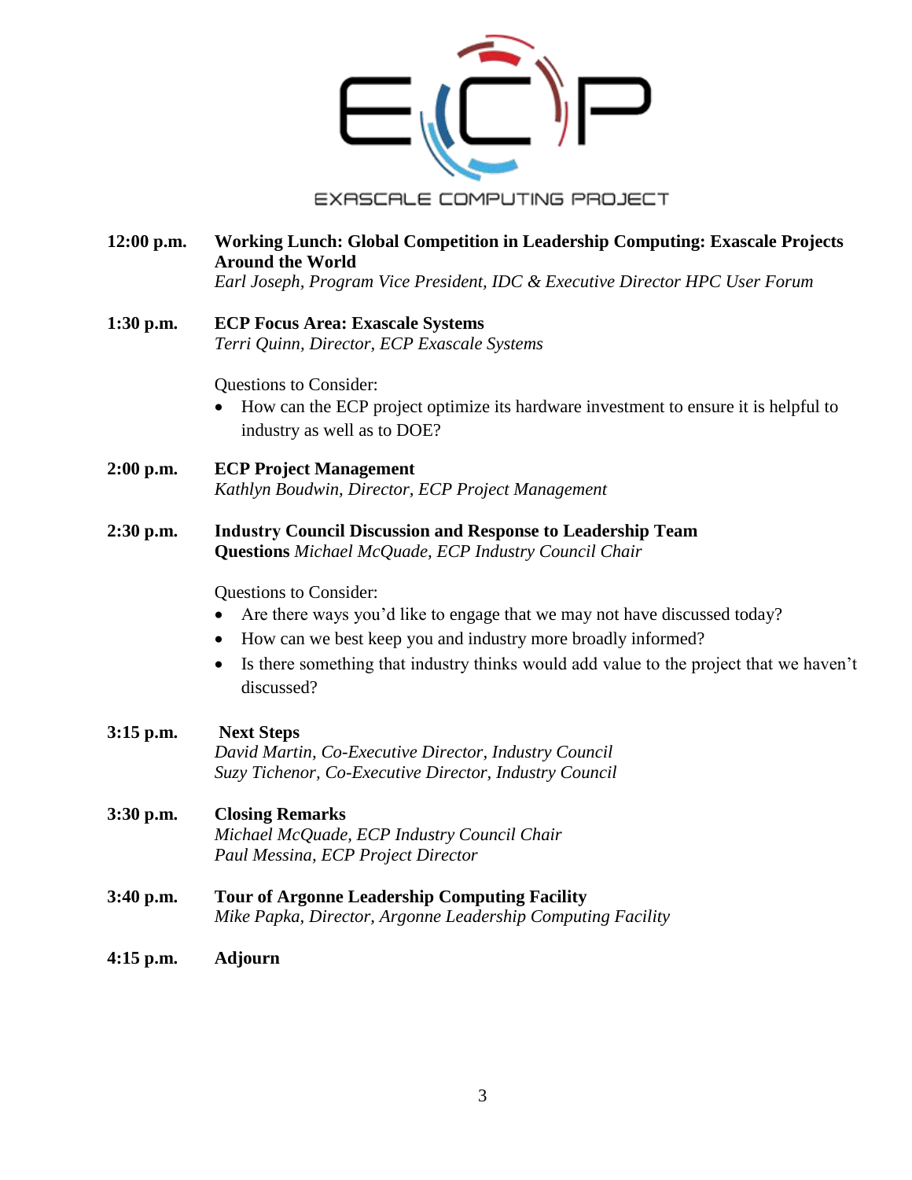EXASCALE COMPUTING PROJECT

**12:00 p.m.** **Working Lunch: Global Competition in Leadership Computing: Exascale Projects Around the World**
*Earl Joseph, Program Vice President, IDC & Executive Director HPC User Forum*

**1:30 p.m.** **ECP Focus Area: Exascale Systems**
*Terri Quinn, Director, ECP Exascale Systems*

Questions to Consider:

- How can the ECP project optimize its hardware investment to ensure it is helpful to industry as well as to DOE?

**2:00 p.m.** **ECP Project Management**
*Kathlyn Boudwin, Director, ECP Project Management*

**2:30 p.m.** **Industry Council Discussion and Response to Leadership Team Questions** *Michael McQuade, ECP Industry Council Chair*

Questions to Consider:

- Are there ways you'd like to engage that we may not have discussed today?
- How can we best keep you and industry more broadly informed?
- Is there something that industry thinks would add value to the project that we haven't discussed?

**3:15 p.m.** **Next Steps**
*David Martin, Co-Executive Director, Industry Council*
*Suzy Tichenor, Co-Executive Director, Industry Council*

**3:30 p.m.** **Closing Remarks**
*Michael McQuade, ECP Industry Council Chair*
*Paul Messina, ECP Project Director*

**3:40 p.m.** **Tour of Argonne Leadership Computing Facility**
*Mike Papka, Director, Argonne Leadership Computing Facility*

**4:15 p.m.** **Adjourn**